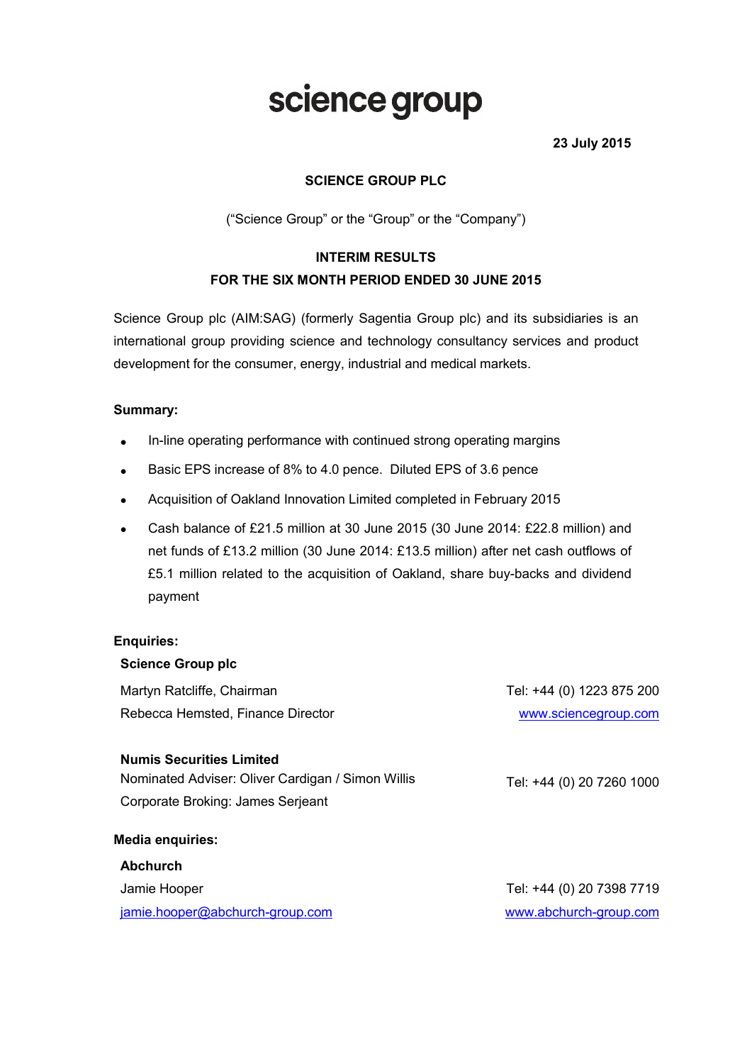# science group

**23 July 2015**

**SCIENCE GROUP PLC**

("Science Group" or the "Group" or the "Company")

**INTERIM RESULTS**
**FOR THE SIX MONTH PERIOD ENDED 30 JUNE 2015**

Science Group plc (AIM:SAG) (formerly Sagentia Group plc) and its subsidiaries is an international group providing science and technology consultancy services and product development for the consumer, energy, industrial and medical markets.

**Summary:**

- In-line operating performance with continued strong operating margins
- Basic EPS increase of 8% to 4.0 pence. Diluted EPS of 3.6 pence
- Acquisition of Oakland Innovation Limited completed in February 2015
- Cash balance of £21.5 million at 30 June 2015 (30 June 2014: £22.8 million) and net funds of £13.2 million (30 June 2014: £13.5 million) after net cash outflows of £5.1 million related to the acquisition of Oakland, share buy-backs and dividend payment

**Enquiries:**

**Science Group plc**

Martyn Ratcliffe, Chairman — Tel: +44 (0) 1223 875 200

Rebecca Hemsted, Finance Director — www.sciencegroup.com

**Numis Securities Limited**

Nominated Adviser: Oliver Cardigan / Simon Willis — Tel: +44 (0) 20 7260 1000

Corporate Broking: James Serjeant

**Media enquiries:**

**Abchurch**

Jamie Hooper — Tel: +44 (0) 20 7398 7719

jamie.hooper@abchurch-group.com — www.abchurch-group.com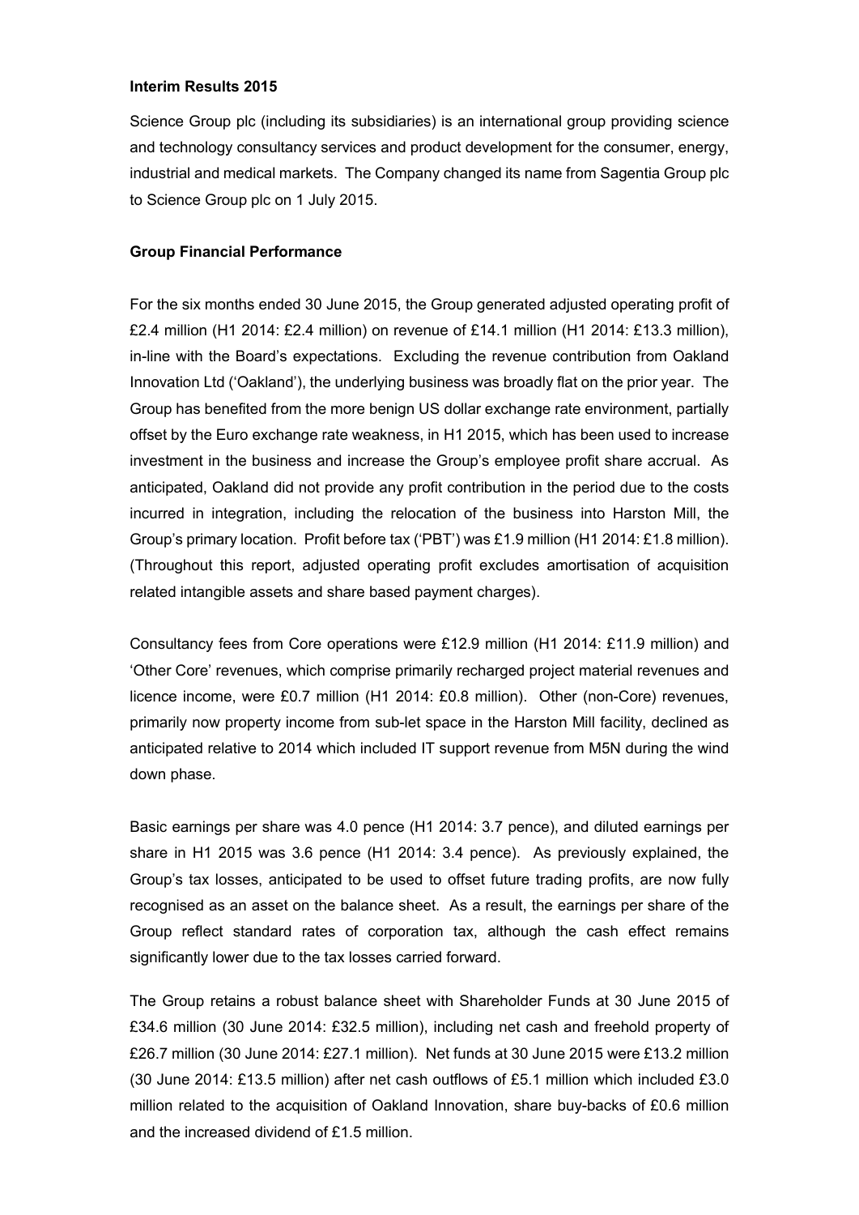**Interim Results 2015**

Science Group plc (including its subsidiaries) is an international group providing science and technology consultancy services and product development for the consumer, energy, industrial and medical markets. The Company changed its name from Sagentia Group plc to Science Group plc on 1 July 2015.

**Group Financial Performance**

For the six months ended 30 June 2015, the Group generated adjusted operating profit of £2.4 million (H1 2014: £2.4 million) on revenue of £14.1 million (H1 2014: £13.3 million), in-line with the Board's expectations. Excluding the revenue contribution from Oakland Innovation Ltd ('Oakland'), the underlying business was broadly flat on the prior year. The Group has benefited from the more benign US dollar exchange rate environment, partially offset by the Euro exchange rate weakness, in H1 2015, which has been used to increase investment in the business and increase the Group's employee profit share accrual. As anticipated, Oakland did not provide any profit contribution in the period due to the costs incurred in integration, including the relocation of the business into Harston Mill, the Group's primary location. Profit before tax ('PBT') was £1.9 million (H1 2014: £1.8 million). (Throughout this report, adjusted operating profit excludes amortisation of acquisition related intangible assets and share based payment charges).

Consultancy fees from Core operations were £12.9 million (H1 2014: £11.9 million) and 'Other Core' revenues, which comprise primarily recharged project material revenues and licence income, were £0.7 million (H1 2014: £0.8 million). Other (non-Core) revenues, primarily now property income from sub-let space in the Harston Mill facility, declined as anticipated relative to 2014 which included IT support revenue from M5N during the wind down phase.

Basic earnings per share was 4.0 pence (H1 2014: 3.7 pence), and diluted earnings per share in H1 2015 was 3.6 pence (H1 2014: 3.4 pence). As previously explained, the Group's tax losses, anticipated to be used to offset future trading profits, are now fully recognised as an asset on the balance sheet. As a result, the earnings per share of the Group reflect standard rates of corporation tax, although the cash effect remains significantly lower due to the tax losses carried forward.

The Group retains a robust balance sheet with Shareholder Funds at 30 June 2015 of £34.6 million (30 June 2014: £32.5 million), including net cash and freehold property of £26.7 million (30 June 2014: £27.1 million). Net funds at 30 June 2015 were £13.2 million (30 June 2014: £13.5 million) after net cash outflows of £5.1 million which included £3.0 million related to the acquisition of Oakland Innovation, share buy-backs of £0.6 million and the increased dividend of £1.5 million.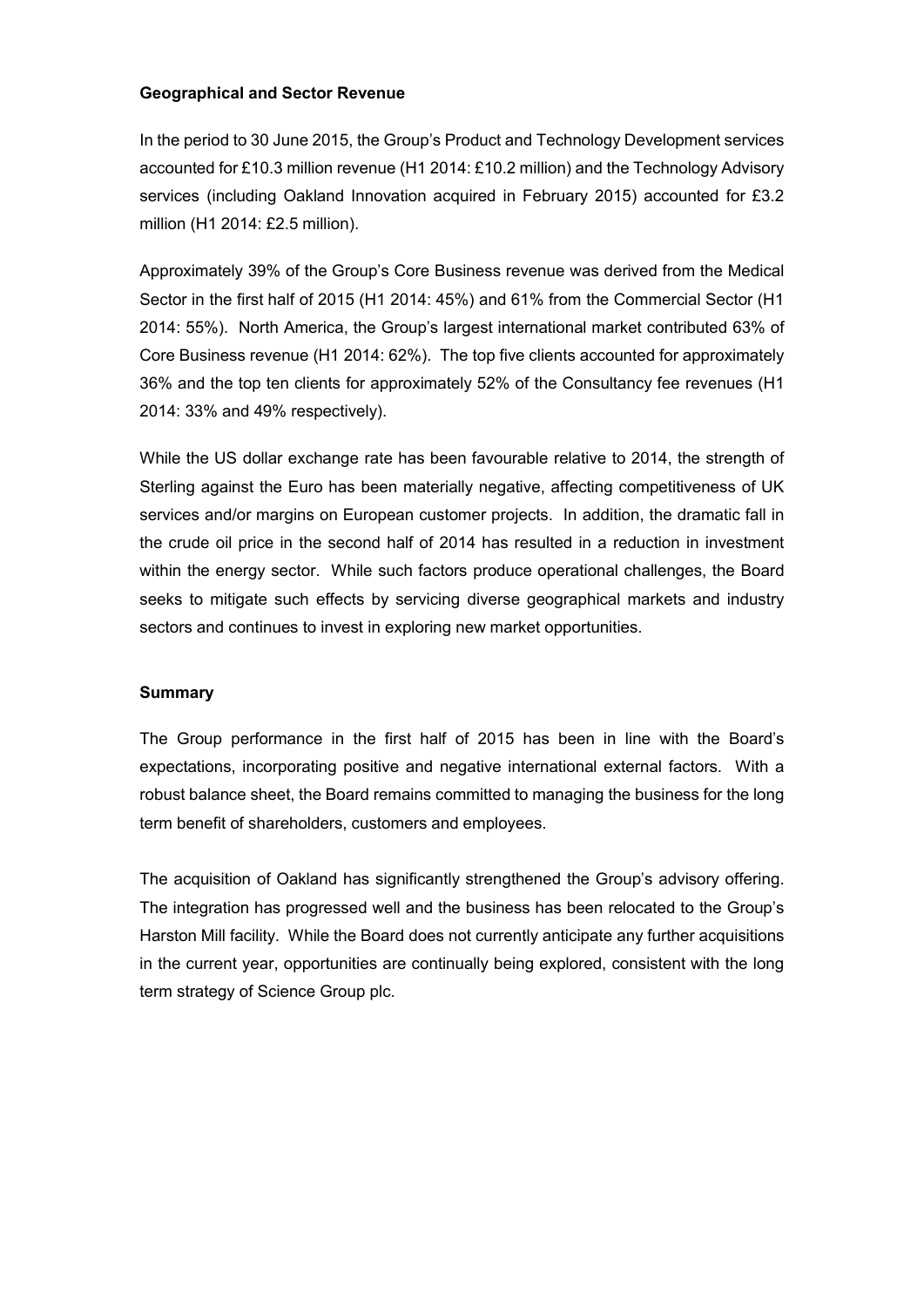**Geographical and Sector Revenue**

In the period to 30 June 2015, the Group's Product and Technology Development services accounted for £10.3 million revenue (H1 2014: £10.2 million) and the Technology Advisory services (including Oakland Innovation acquired in February 2015) accounted for £3.2 million (H1 2014: £2.5 million).

Approximately 39% of the Group's Core Business revenue was derived from the Medical Sector in the first half of 2015 (H1 2014: 45%) and 61% from the Commercial Sector (H1 2014: 55%). North America, the Group's largest international market contributed 63% of Core Business revenue (H1 2014: 62%). The top five clients accounted for approximately 36% and the top ten clients for approximately 52% of the Consultancy fee revenues (H1 2014: 33% and 49% respectively).

While the US dollar exchange rate has been favourable relative to 2014, the strength of Sterling against the Euro has been materially negative, affecting competitiveness of UK services and/or margins on European customer projects. In addition, the dramatic fall in the crude oil price in the second half of 2014 has resulted in a reduction in investment within the energy sector. While such factors produce operational challenges, the Board seeks to mitigate such effects by servicing diverse geographical markets and industry sectors and continues to invest in exploring new market opportunities.

**Summary**

The Group performance in the first half of 2015 has been in line with the Board's expectations, incorporating positive and negative international external factors. With a robust balance sheet, the Board remains committed to managing the business for the long term benefit of shareholders, customers and employees.

The acquisition of Oakland has significantly strengthened the Group's advisory offering. The integration has progressed well and the business has been relocated to the Group's Harston Mill facility. While the Board does not currently anticipate any further acquisitions in the current year, opportunities are continually being explored, consistent with the long term strategy of Science Group plc.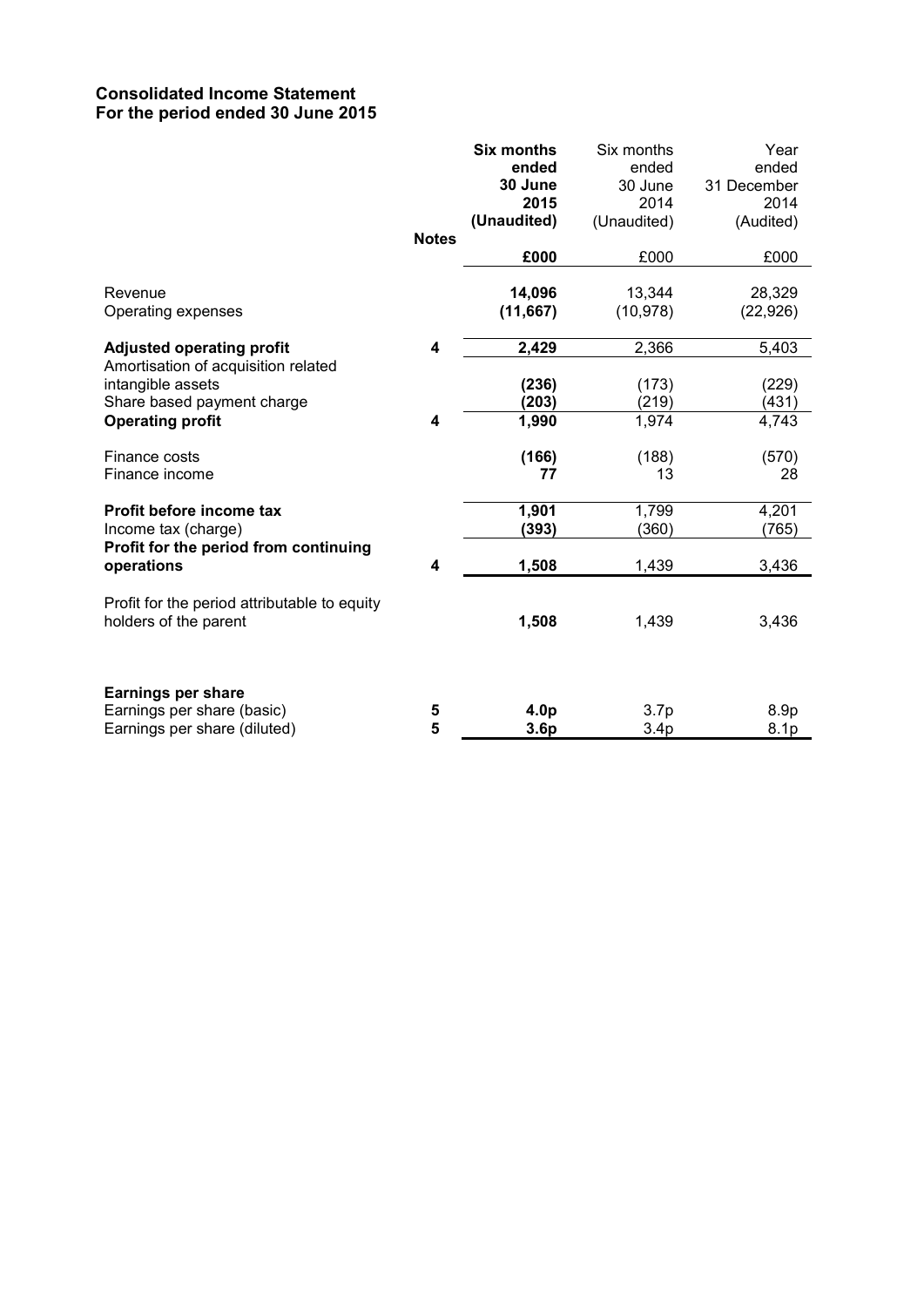**Consolidated Income Statement**
**For the period ended 30 June 2015**

| | Notes | **Six months ended 30 June 2015 (Unaudited)** | Six months ended 30 June 2014 (Unaudited) | Year ended 31 December 2014 (Audited) |
|---|---|---|---|---|
| | | **£000** | £000 | £000 |
| Revenue | | **14,096** | 13,344 | 28,329 |
| Operating expenses | | **(11,667)** | (10,978) | (22,926) |
| **Adjusted operating profit** | **4** | **2,429** | 2,366 | 5,403 |
| Amortisation of acquisition related intangible assets | | **(236)** | (173) | (229) |
| Share based payment charge | | **(203)** | (219) | (431) |
| **Operating profit** | **4** | **1,990** | 1,974 | 4,743 |
| Finance costs | | **(166)** | (188) | (570) |
| Finance income | | **77** | 13 | 28 |
| **Profit before income tax** | | **1,901** | 1,799 | 4,201 |
| Income tax (charge) | | **(393)** | (360) | (765) |
| **Profit for the period from continuing operations** | **4** | **1,508** | 1,439 | 3,436 |
| Profit for the period attributable to equity holders of the parent | | **1,508** | 1,439 | 3,436 |
| **Earnings per share** | | | | |
| Earnings per share (basic) | **5** | **4.0p** | 3.7p | 8.9p |
| Earnings per share (diluted) | **5** | **3.6p** | 3.4p | 8.1p |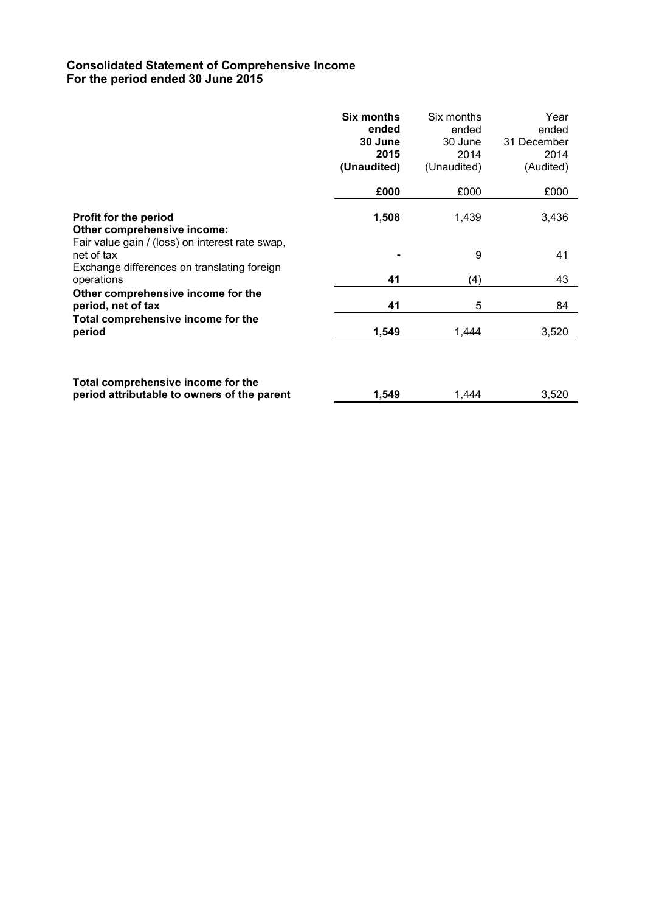## Consolidated Statement of Comprehensive Income
## For the period ended 30 June 2015

| | **Six months ended 30 June 2015 (Unaudited)** | Six months ended 30 June 2014 (Unaudited) | Year ended 31 December 2014 (Audited) |
|---|---|---|---|
| | **£000** | £000 | £000 |
| **Profit for the period** | **1,508** | 1,439 | 3,436 |
| **Other comprehensive income:** | | | |
| Fair value gain / (loss) on interest rate swap, net of tax | **-** | 9 | 41 |
| Exchange differences on translating foreign operations | **41** | (4) | 43 |
| **Other comprehensive income for the period, net of tax** | **41** | 5 | 84 |
| **Total comprehensive income for the period** | **1,549** | 1,444 | 3,520 |
| | | | |
| **Total comprehensive income for the period attributable to owners of the parent** | **1,549** | 1,444 | 3,520 |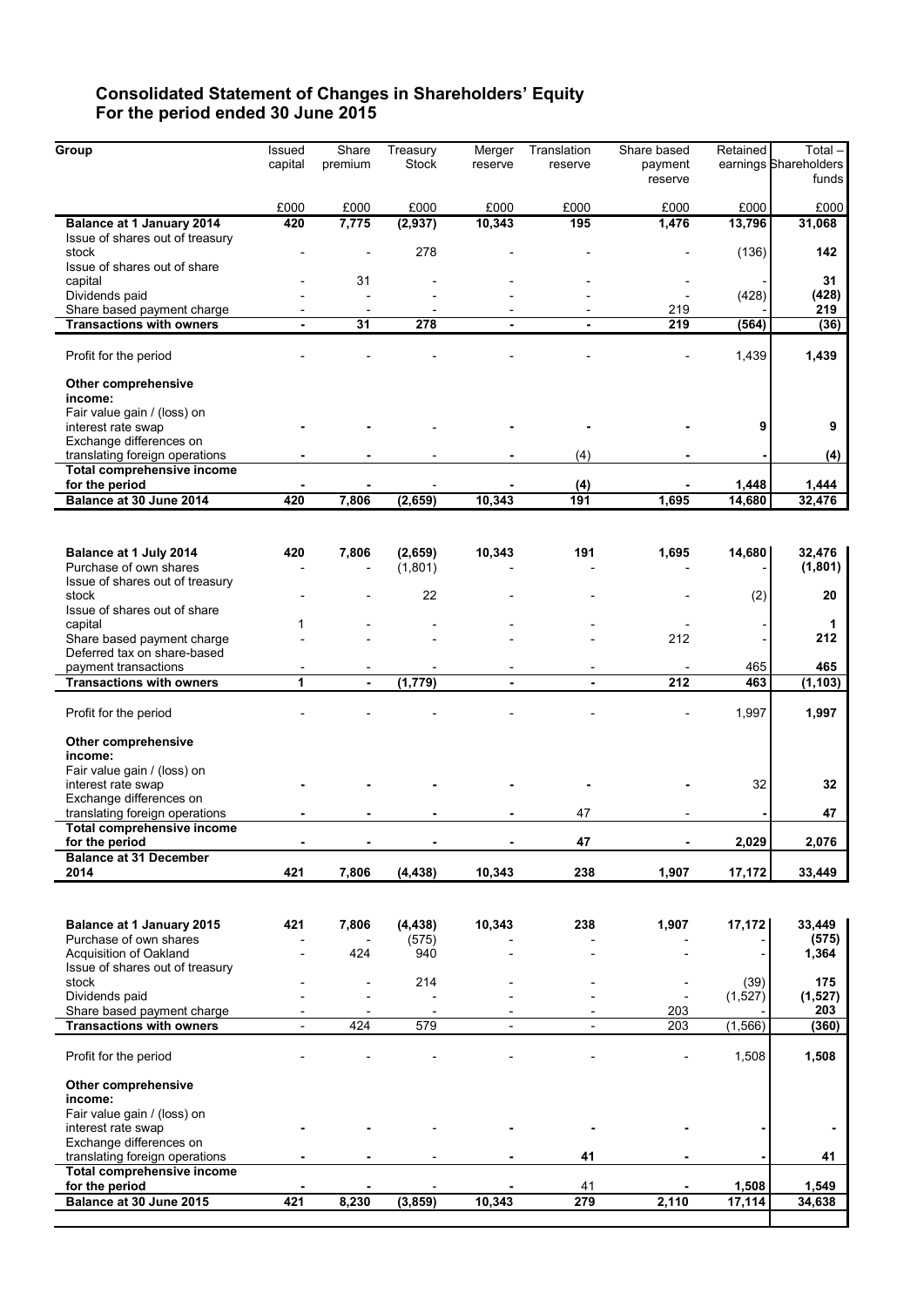# Consolidated Statement of Changes in Shareholders' Equity
# For the period ended 30 June 2015

| Group | Issued capital | Share premium | Treasury Stock | Merger reserve | Translation reserve | Share based payment reserve | Retained earnings | Total – Shareholders funds |
|---|---|---|---|---|---|---|---|---|
| | £000 | £000 | £000 | £000 | £000 | £000 | £000 | £000 |
| **Balance at 1 January 2014** | **420** | **7,775** | **(2,937)** | **10,343** | **195** | **1,476** | **13,796** | **31,068** |
| Issue of shares out of treasury stock | - | - | 278 | - | - | - | (136) | **142** |
| Issue of shares out of share capital | - | 31 | - | - | - | - | - | **31** |
| Dividends paid | - | - | - | - | - | - | (428) | **(428)** |
| Share based payment charge | - | - | - | - | - | 219 | - | **219** |
| **Transactions with owners** | **-** | **31** | **278** | **-** | **-** | **219** | **(564)** | **(36)** |
| Profit for the period | - | - | - | - | - | - | 1,439 | **1,439** |
| **Other comprehensive income:** | | | | | | | | |
| Fair value gain / (loss) on interest rate swap | **-** | **-** | - | **-** | **-** | **-** | **9** | **9** |
| Exchange differences on translating foreign operations | **-** | **-** | - | **-** | (4) | **-** | **-** | **(4)** |
| **Total comprehensive income for the period** | **-** | **-** | - | **-** | **(4)** | **-** | **1,448** | **1,444** |
| **Balance at 30 June 2014** | **420** | **7,806** | **(2,659)** | **10,343** | **191** | **1,695** | **14,680** | **32,476** |
| | | | | | | | | |
| **Balance at 1 July 2014** | **420** | **7,806** | **(2,659)** | **10,343** | **191** | **1,695** | **14,680** | **32,476** |
| Purchase of own shares | - | - | (1,801) | - | - | - | - | **(1,801)** |
| Issue of shares out of treasury stock | - | - | 22 | - | - | - | (2) | **20** |
| Issue of shares out of share capital | 1 | - | - | - | - | - | - | **1** |
| Share based payment charge | - | - | - | - | - | 212 | - | **212** |
| Deferred tax on share-based payment transactions | - | - | - | - | - | - | 465 | **465** |
| **Transactions with owners** | **1** | **-** | **(1,779)** | **-** | **-** | **212** | **463** | **(1,103)** |
| Profit for the period | - | - | - | - | - | - | 1,997 | **1,997** |
| **Other comprehensive income:** | | | | | | | | |
| Fair value gain / (loss) on interest rate swap | **-** | **-** | **-** | **-** | **-** | **-** | 32 | **32** |
| Exchange differences on translating foreign operations | **-** | **-** | **-** | **-** | 47 | - | **-** | **47** |
| **Total comprehensive income for the period** | **-** | **-** | **-** | **-** | **47** | **-** | **2,029** | **2,076** |
| **Balance at 31 December 2014** | **421** | **7,806** | **(4,438)** | **10,343** | **238** | **1,907** | **17,172** | **33,449** |
| | | | | | | | | |
| **Balance at 1 January 2015** | **421** | **7,806** | **(4,438)** | **10,343** | **238** | **1,907** | **17,172** | **33,449** |
| Purchase of own shares | - | - | (575) | - | - | - | - | **(575)** |
| Acquisition of Oakland | - | 424 | 940 | - | - | - | - | **1,364** |
| Issue of shares out of treasury stock | - | - | 214 | - | - | - | (39) | **175** |
| Dividends paid | - | - | - | - | - | - | (1,527) | **(1,527)** |
| Share based payment charge | - | - | - | - | - | 203 | - | **203** |
| **Transactions with owners** | - | 424 | 579 | - | - | 203 | (1,566) | **(360)** |
| Profit for the period | - | - | - | - | - | - | 1,508 | **1,508** |
| **Other comprehensive income:** | | | | | | | | |
| Fair value gain / (loss) on interest rate swap | **-** | **-** | - | **-** | **-** | **-** | **-** | **-** |
| Exchange differences on translating foreign operations | **-** | **-** | - | **-** | **41** | **-** | **-** | **41** |
| **Total comprehensive income for the period** | **-** | **-** | - | **-** | 41 | **-** | **1,508** | **1,549** |
| **Balance at 30 June 2015** | **421** | **8,230** | **(3,859)** | **10,343** | **279** | **2,110** | **17,114** | **34,638** |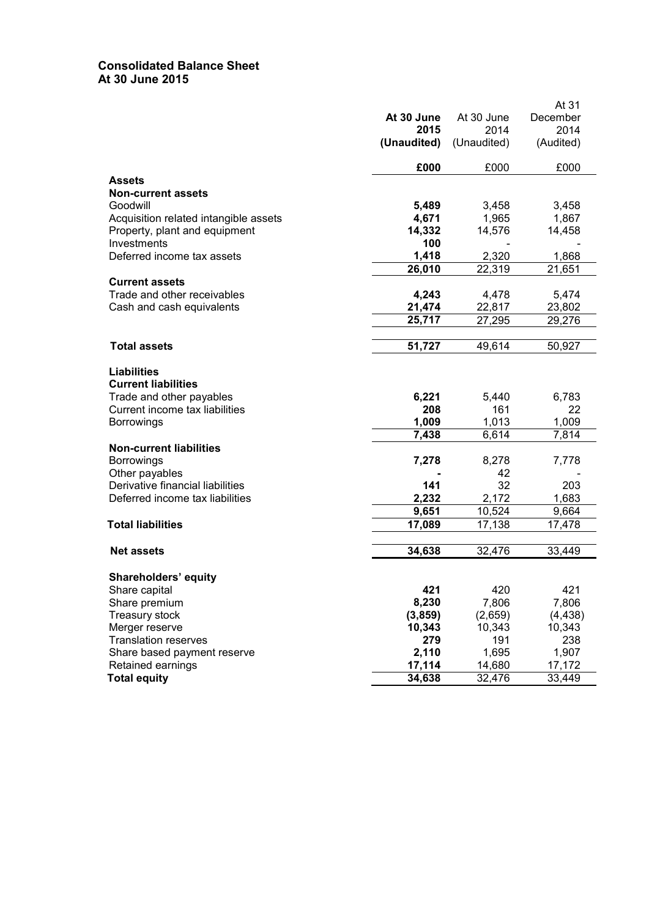# Consolidated Balance Sheet
## At 30 June 2015

| | **At 30 June 2015 (Unaudited)** | At 30 June 2014 (Unaudited) | At 31 December 2014 (Audited) |
|---|---|---|---|
| | **£000** | £000 | £000 |
| **Assets** | | | |
| **Non-current assets** | | | |
| Goodwill | **5,489** | 3,458 | 3,458 |
| Acquisition related intangible assets | **4,671** | 1,965 | 1,867 |
| Property, plant and equipment | **14,332** | 14,576 | 14,458 |
| Investments | **100** | - | - |
| Deferred income tax assets | **1,418** | 2,320 | 1,868 |
| | **26,010** | 22,319 | 21,651 |
| **Current assets** | | | |
| Trade and other receivables | **4,243** | 4,478 | 5,474 |
| Cash and cash equivalents | **21,474** | 22,817 | 23,802 |
| | **25,717** | 27,295 | 29,276 |
| **Total assets** | **51,727** | 49,614 | 50,927 |
| **Liabilities** | | | |
| **Current liabilities** | | | |
| Trade and other payables | **6,221** | 5,440 | 6,783 |
| Current income tax liabilities | **208** | 161 | 22 |
| Borrowings | **1,009** | 1,013 | 1,009 |
| | **7,438** | 6,614 | 7,814 |
| **Non-current liabilities** | | | |
| Borrowings | **7,278** | 8,278 | 7,778 |
| Other payables | **-** | 42 | - |
| Derivative financial liabilities | **141** | 32 | 203 |
| Deferred income tax liabilities | **2,232** | 2,172 | 1,683 |
| | **9,651** | 10,524 | 9,664 |
| **Total liabilities** | **17,089** | 17,138 | 17,478 |
| **Net assets** | **34,638** | 32,476 | 33,449 |
| **Shareholders' equity** | | | |
| Share capital | **421** | 420 | 421 |
| Share premium | **8,230** | 7,806 | 7,806 |
| Treasury stock | **(3,859)** | (2,659) | (4,438) |
| Merger reserve | **10,343** | 10,343 | 10,343 |
| Translation reserves | **279** | 191 | 238 |
| Share based payment reserve | **2,110** | 1,695 | 1,907 |
| Retained earnings | **17,114** | 14,680 | 17,172 |
| **Total equity** | **34,638** | 32,476 | 33,449 |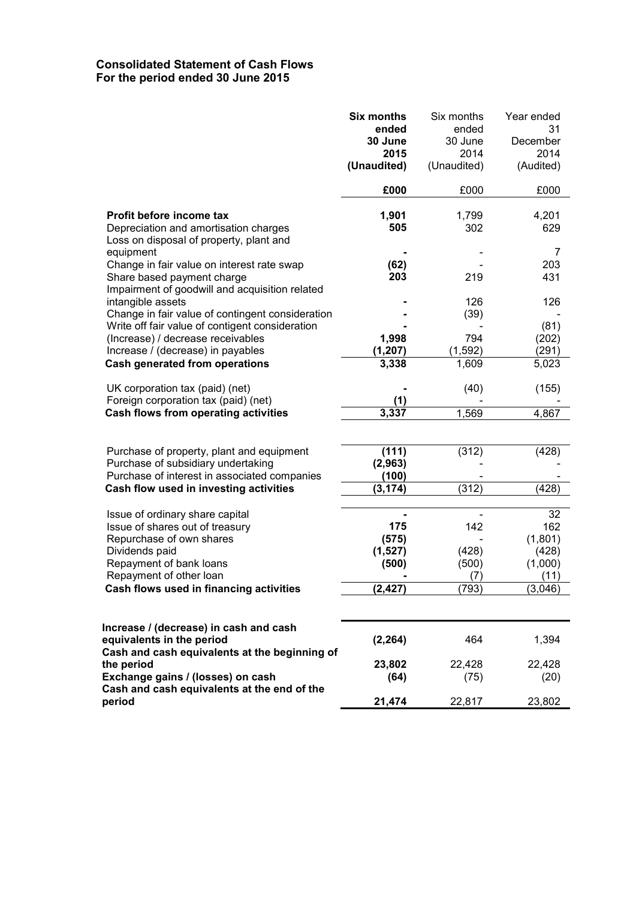## Consolidated Statement of Cash Flows
## For the period ended 30 June 2015

| | **Six months ended 30 June 2015 (Unaudited)** | Six months ended 30 June 2014 (Unaudited) | Year ended 31 December 2014 (Audited) |
|---|---|---|---|
| | **£000** | £000 | £000 |
| **Profit before income tax** | **1,901** | 1,799 | 4,201 |
| Depreciation and amortisation charges | **505** | 302 | 629 |
| Loss on disposal of property, plant and equipment | **-** | - | 7 |
| Change in fair value on interest rate swap | **(62)** | - | 203 |
| Share based payment charge | **203** | 219 | 431 |
| Impairment of goodwill and acquisition related intangible assets | **-** | 126 | 126 |
| Change in fair value of contingent consideration | **-** | (39) | - |
| Write off fair value of contigent contingent consideration | **-** | - | (81) |
| (Increase) / decrease receivables | **1,998** | 794 | (202) |
| Increase / (decrease) in payables | **(1,207)** | (1,592) | (291) |
| **Cash generated from operations** | **3,338** | 1,609 | 5,023 |
| UK corporation tax (paid) (net) | **-** | (40) | (155) |
| Foreign corporation tax (paid) (net) | **(1)** | - | - |
| **Cash flows from operating activities** | **3,337** | 1,569 | 4,867 |
| Purchase of property, plant and equipment | **(111)** | (312) | (428) |
| Purchase of subsidiary undertaking | **(2,963)** | - | - |
| Purchase of interest in associated companies | **(100)** | - | - |
| **Cash flow used in investing activities** | **(3,174)** | (312) | (428) |
| Issue of ordinary share capital | **-** | - | 32 |
| Issue of shares out of treasury | **175** | 142 | 162 |
| Repurchase of own shares | **(575)** | - | (1,801) |
| Dividends paid | **(1,527)** | (428) | (428) |
| Repayment of bank loans | **(500)** | (500) | (1,000) |
| Repayment of other loan | **-** | (7) | (11) |
| **Cash flows used in financing activities** | **(2,427)** | (793) | (3,046) |
| **Increase / (decrease) in cash and cash equivalents in the period** | **(2,264)** | 464 | 1,394 |
| **Cash and cash equivalents at the beginning of the period** | **23,802** | 22,428 | 22,428 |
| **Exchange gains / (losses) on cash** | **(64)** | (75) | (20) |
| **Cash and cash equivalents at the end of the period** | **21,474** | 22,817 | 23,802 |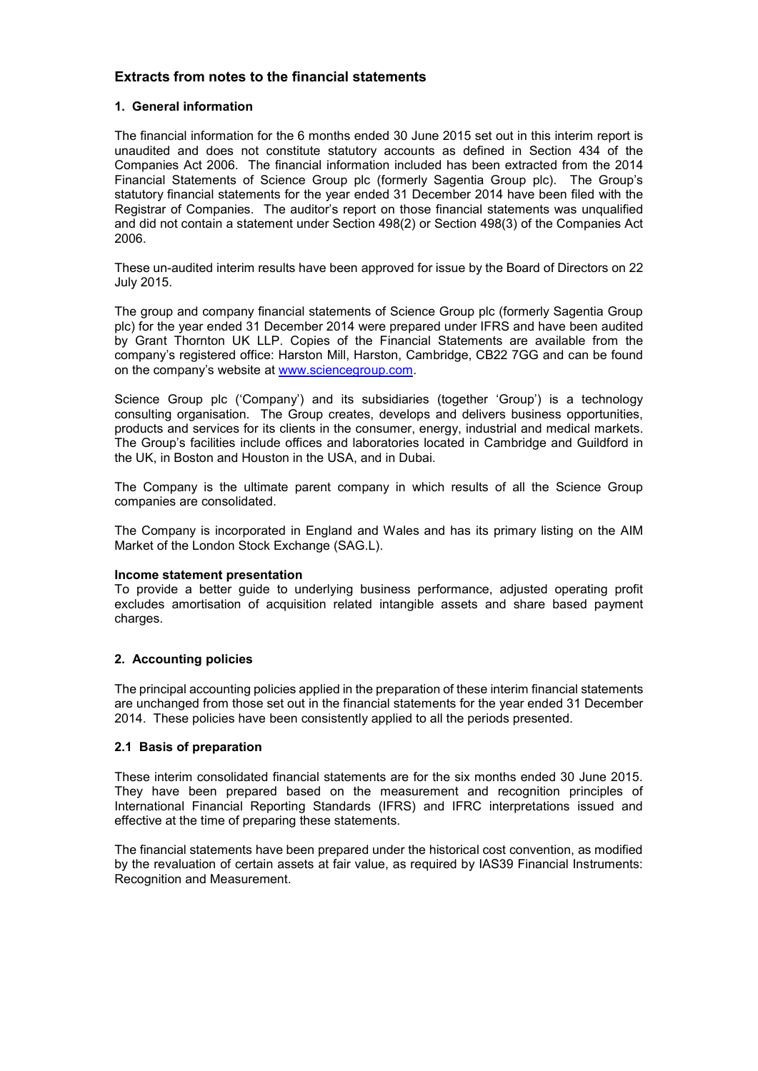## Extracts from notes to the financial statements

### 1. General information

The financial information for the 6 months ended 30 June 2015 set out in this interim report is unaudited and does not constitute statutory accounts as defined in Section 434 of the Companies Act 2006. The financial information included has been extracted from the 2014 Financial Statements of Science Group plc (formerly Sagentia Group plc). The Group's statutory financial statements for the year ended 31 December 2014 have been filed with the Registrar of Companies. The auditor's report on those financial statements was unqualified and did not contain a statement under Section 498(2) or Section 498(3) of the Companies Act 2006.

These un-audited interim results have been approved for issue by the Board of Directors on 22 July 2015.

The group and company financial statements of Science Group plc (formerly Sagentia Group plc) for the year ended 31 December 2014 were prepared under IFRS and have been audited by Grant Thornton UK LLP. Copies of the Financial Statements are available from the company's registered office: Harston Mill, Harston, Cambridge, CB22 7GG and can be found on the company's website at www.sciencegroup.com.

Science Group plc ('Company') and its subsidiaries (together 'Group') is a technology consulting organisation. The Group creates, develops and delivers business opportunities, products and services for its clients in the consumer, energy, industrial and medical markets. The Group's facilities include offices and laboratories located in Cambridge and Guildford in the UK, in Boston and Houston in the USA, and in Dubai.

The Company is the ultimate parent company in which results of all the Science Group companies are consolidated.

The Company is incorporated in England and Wales and has its primary listing on the AIM Market of the London Stock Exchange (SAG.L).

**Income statement presentation**
To provide a better guide to underlying business performance, adjusted operating profit excludes amortisation of acquisition related intangible assets and share based payment charges.

### 2. Accounting policies

The principal accounting policies applied in the preparation of these interim financial statements are unchanged from those set out in the financial statements for the year ended 31 December 2014. These policies have been consistently applied to all the periods presented.

### 2.1 Basis of preparation

These interim consolidated financial statements are for the six months ended 30 June 2015. They have been prepared based on the measurement and recognition principles of International Financial Reporting Standards (IFRS) and IFRC interpretations issued and effective at the time of preparing these statements.

The financial statements have been prepared under the historical cost convention, as modified by the revaluation of certain assets at fair value, as required by IAS39 Financial Instruments: Recognition and Measurement.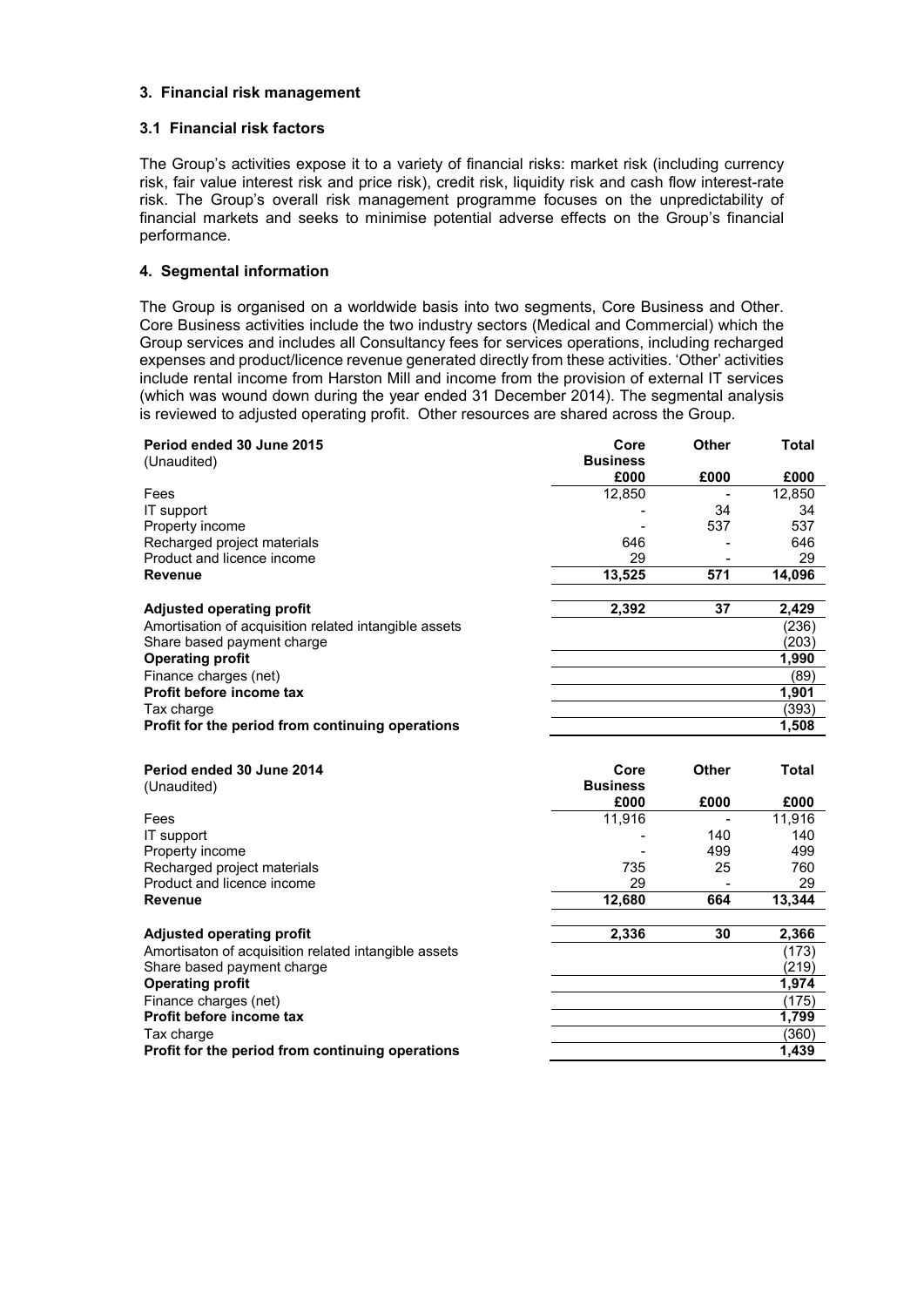### 3. Financial risk management

#### 3.1 Financial risk factors

The Group's activities expose it to a variety of financial risks: market risk (including currency risk, fair value interest risk and price risk), credit risk, liquidity risk and cash flow interest-rate risk. The Group's overall risk management programme focuses on the unpredictability of financial markets and seeks to minimise potential adverse effects on the Group's financial performance.

### 4. Segmental information

The Group is organised on a worldwide basis into two segments, Core Business and Other. Core Business activities include the two industry sectors (Medical and Commercial) which the Group services and includes all Consultancy fees for services operations, including recharged expenses and product/licence revenue generated directly from these activities. 'Other' activities include rental income from Harston Mill and income from the provision of external IT services (which was wound down during the year ended 31 December 2014). The segmental analysis is reviewed to adjusted operating profit. Other resources are shared across the Group.

| **Period ended 30 June 2015** (Unaudited) | **Core Business** | **Other** | **Total** |
|---|---|---|---|
| | **£000** | **£000** | **£000** |
| Fees | 12,850 | - | 12,850 |
| IT support | - | 34 | 34 |
| Property income | - | 537 | 537 |
| Recharged project materials | 646 | - | 646 |
| Product and licence income | 29 | - | 29 |
| **Revenue** | **13,525** | **571** | **14,096** |
| | | | |
| **Adjusted operating profit** | **2,392** | **37** | **2,429** |
| Amortisation of acquisition related intangible assets | | | (236) |
| Share based payment charge | | | (203) |
| **Operating profit** | | | **1,990** |
| Finance charges (net) | | | (89) |
| **Profit before income tax** | | | **1,901** |
| Tax charge | | | (393) |
| **Profit for the period from continuing operations** | | | **1,508** |

| **Period ended 30 June 2014** (Unaudited) | **Core Business** | **Other** | **Total** |
|---|---|---|---|
| | **£000** | **£000** | **£000** |
| Fees | 11,916 | - | 11,916 |
| IT support | - | 140 | 140 |
| Property income | - | 499 | 499 |
| Recharged project materials | 735 | 25 | 760 |
| Product and licence income | 29 | - | 29 |
| **Revenue** | **12,680** | **664** | **13,344** |
| | | | |
| **Adjusted operating profit** | **2,336** | **30** | **2,366** |
| Amortisaton of acquisition related intangible assets | | | (173) |
| Share based payment charge | | | (219) |
| **Operating profit** | | | **1,974** |
| Finance charges (net) | | | (175) |
| **Profit before income tax** | | | **1,799** |
| Tax charge | | | (360) |
| **Profit for the period from continuing operations** | | | **1,439** |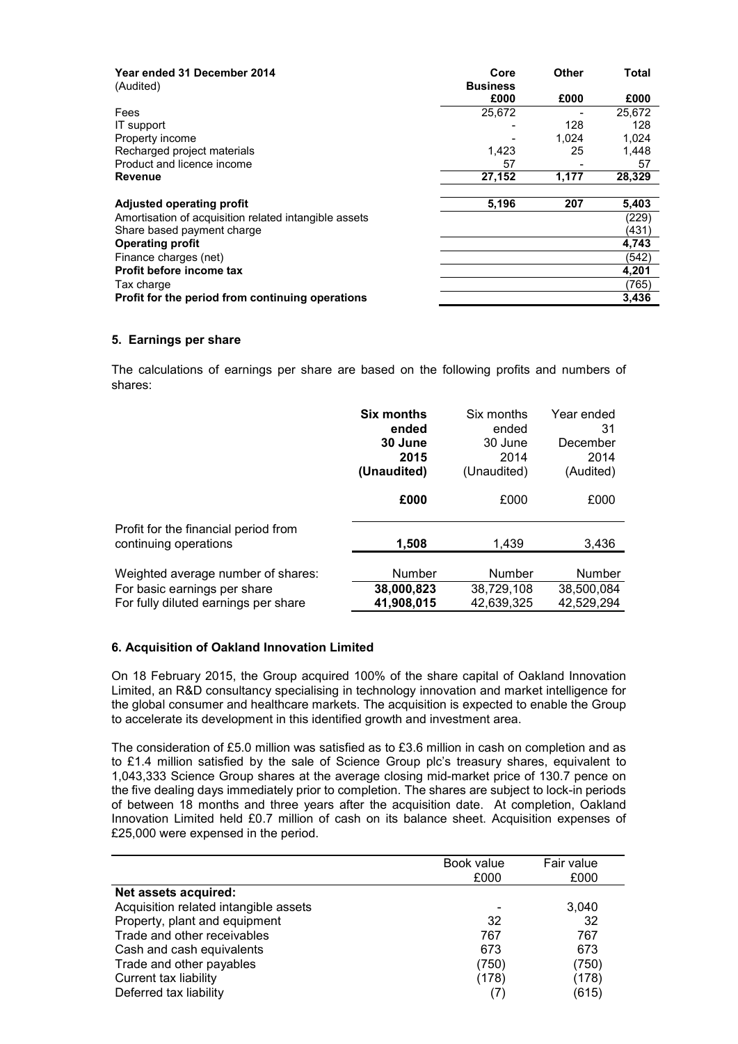| Year ended 31 December 2014 (Audited) | Core Business £000 | Other £000 | Total £000 |
|---|---|---|---|
| Fees | 25,672 | - | 25,672 |
| IT support | - | 128 | 128 |
| Property income | - | 1,024 | 1,024 |
| Recharged project materials | 1,423 | 25 | 1,448 |
| Product and licence income | 57 | - | 57 |
| **Revenue** | **27,152** | **1,177** | **28,329** |
| | | | |
| **Adjusted operating profit** | **5,196** | **207** | **5,403** |
| Amortisation of acquisition related intangible assets | | | (229) |
| Share based payment charge | | | (431) |
| **Operating profit** | | | **4,743** |
| Finance charges (net) | | | (542) |
| **Profit before income tax** | | | **4,201** |
| Tax charge | | | (765) |
| **Profit for the period from continuing operations** | | | **3,436** |

## 5. Earnings per share

The calculations of earnings per share are based on the following profits and numbers of shares:

| | **Six months ended 30 June 2015 (Unaudited)** | Six months ended 30 June 2014 (Unaudited) | Year ended 31 December 2014 (Audited) |
|---|---|---|---|
| | **£000** | £000 | £000 |
| Profit for the financial period from continuing operations | **1,508** | 1,439 | 3,436 |
| Weighted average number of shares: | Number | Number | Number |
| For basic earnings per share | **38,000,823** | 38,729,108 | 38,500,084 |
| For fully diluted earnings per share | **41,908,015** | 42,639,325 | 42,529,294 |

## 6. Acquisition of Oakland Innovation Limited

On 18 February 2015, the Group acquired 100% of the share capital of Oakland Innovation Limited, an R&D consultancy specialising in technology innovation and market intelligence for the global consumer and healthcare markets. The acquisition is expected to enable the Group to accelerate its development in this identified growth and investment area.

The consideration of £5.0 million was satisfied as to £3.6 million in cash on completion and as to £1.4 million satisfied by the sale of Science Group plc's treasury shares, equivalent to 1,043,333 Science Group shares at the average closing mid-market price of 130.7 pence on the five dealing days immediately prior to completion. The shares are subject to lock-in periods of between 18 months and three years after the acquisition date. At completion, Oakland Innovation Limited held £0.7 million of cash on its balance sheet. Acquisition expenses of £25,000 were expensed in the period.

| | Book value £000 | Fair value £000 |
|---|---|---|
| **Net assets acquired:** | | |
| Acquisition related intangible assets | - | 3,040 |
| Property, plant and equipment | 32 | 32 |
| Trade and other receivables | 767 | 767 |
| Cash and cash equivalents | 673 | 673 |
| Trade and other payables | (750) | (750) |
| Current tax liability | (178) | (178) |
| Deferred tax liability | (7) | (615) |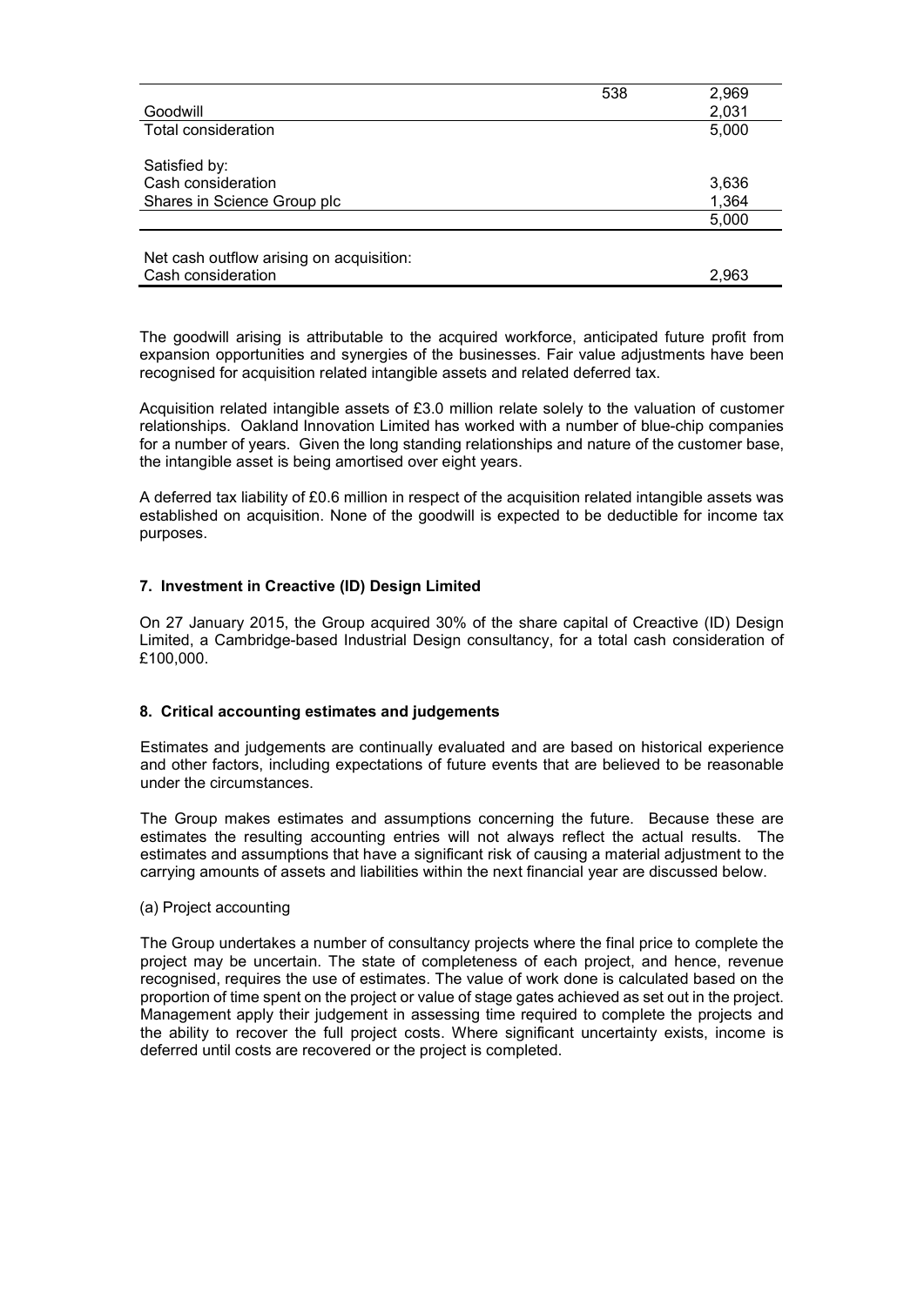| | | |
|---|---|---|
| | 538 | 2,969 |
| Goodwill | | 2,031 |
| Total consideration | | 5,000 |
| | | |
| Satisfied by: | | |
| Cash consideration | | 3,636 |
| Shares in Science Group plc | | 1,364 |
| | | 5,000 |
| | | |
| Net cash outflow arising on acquisition: | | |
| Cash consideration | | 2,963 |

The goodwill arising is attributable to the acquired workforce, anticipated future profit from expansion opportunities and synergies of the businesses. Fair value adjustments have been recognised for acquisition related intangible assets and related deferred tax.

Acquisition related intangible assets of £3.0 million relate solely to the valuation of customer relationships. Oakland Innovation Limited has worked with a number of blue-chip companies for a number of years. Given the long standing relationships and nature of the customer base, the intangible asset is being amortised over eight years.

A deferred tax liability of £0.6 million in respect of the acquisition related intangible assets was established on acquisition. None of the goodwill is expected to be deductible for income tax purposes.

### 7. Investment in Creactive (ID) Design Limited

On 27 January 2015, the Group acquired 30% of the share capital of Creactive (ID) Design Limited, a Cambridge-based Industrial Design consultancy, for a total cash consideration of £100,000.

### 8. Critical accounting estimates and judgements

Estimates and judgements are continually evaluated and are based on historical experience and other factors, including expectations of future events that are believed to be reasonable under the circumstances.

The Group makes estimates and assumptions concerning the future. Because these are estimates the resulting accounting entries will not always reflect the actual results. The estimates and assumptions that have a significant risk of causing a material adjustment to the carrying amounts of assets and liabilities within the next financial year are discussed below.

(a) Project accounting

The Group undertakes a number of consultancy projects where the final price to complete the project may be uncertain. The state of completeness of each project, and hence, revenue recognised, requires the use of estimates. The value of work done is calculated based on the proportion of time spent on the project or value of stage gates achieved as set out in the project. Management apply their judgement in assessing time required to complete the projects and the ability to recover the full project costs. Where significant uncertainty exists, income is deferred until costs are recovered or the project is completed.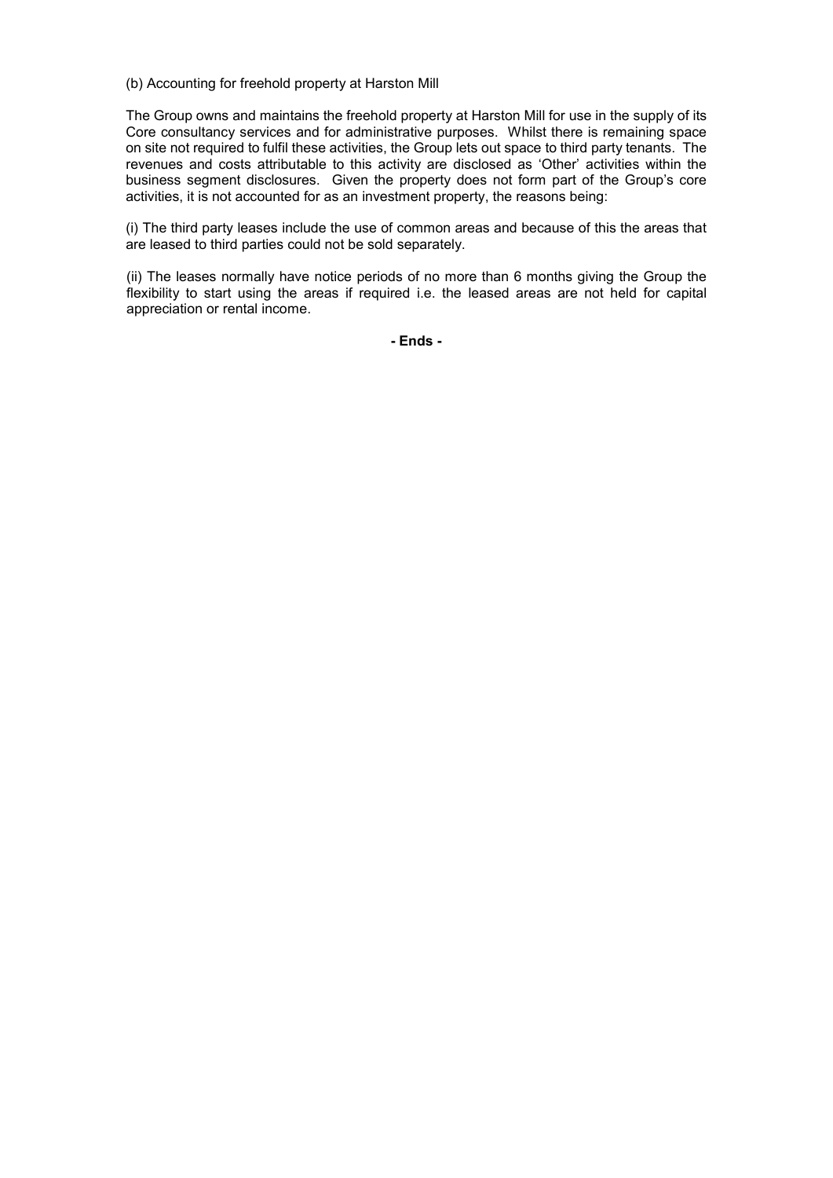(b) Accounting for freehold property at Harston Mill

The Group owns and maintains the freehold property at Harston Mill for use in the supply of its Core consultancy services and for administrative purposes. Whilst there is remaining space on site not required to fulfil these activities, the Group lets out space to third party tenants. The revenues and costs attributable to this activity are disclosed as 'Other' activities within the business segment disclosures. Given the property does not form part of the Group's core activities, it is not accounted for as an investment property, the reasons being:

(i) The third party leases include the use of common areas and because of this the areas that are leased to third parties could not be sold separately.

(ii) The leases normally have notice periods of no more than 6 months giving the Group the flexibility to start using the areas if required i.e. the leased areas are not held for capital appreciation or rental income.

**- Ends -**